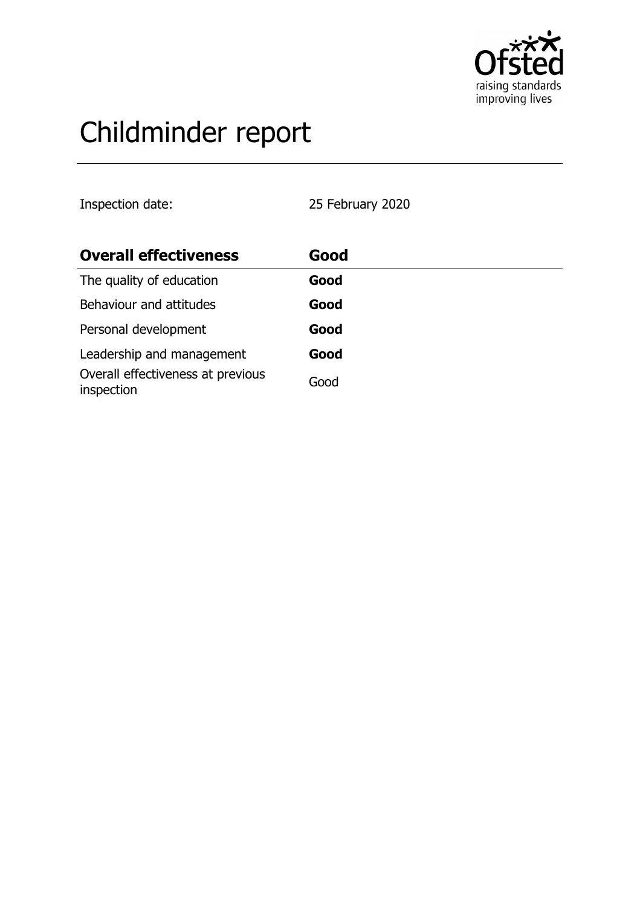# Childminder report

Inspection date: 25 February 2020

| **Overall effectiveness** | **Good** |
|---|---|
| The quality of education | **Good** |
| Behaviour and attitudes | **Good** |
| Personal development | **Good** |
| Leadership and management | **Good** |
| Overall effectiveness at previous inspection | Good |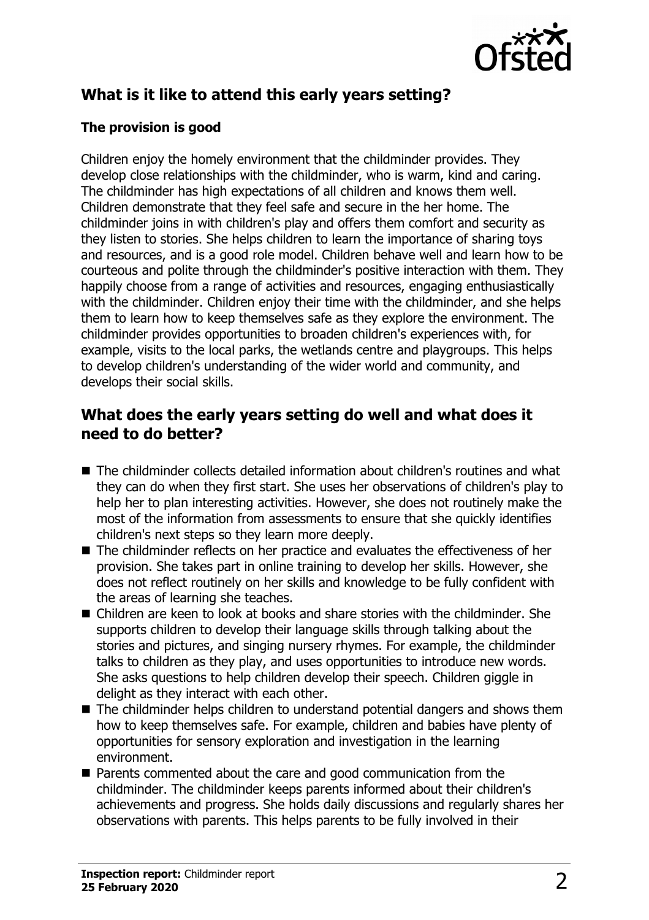## What is it like to attend this early years setting?

### The provision is good

Children enjoy the homely environment that the childminder provides. They develop close relationships with the childminder, who is warm, kind and caring. The childminder has high expectations of all children and knows them well. Children demonstrate that they feel safe and secure in the her home. The childminder joins in with children's play and offers them comfort and security as they listen to stories. She helps children to learn the importance of sharing toys and resources, and is a good role model. Children behave well and learn how to be courteous and polite through the childminder's positive interaction with them. They happily choose from a range of activities and resources, engaging enthusiastically with the childminder. Children enjoy their time with the childminder, and she helps them to learn how to keep themselves safe as they explore the environment. The childminder provides opportunities to broaden children's experiences with, for example, visits to the local parks, the wetlands centre and playgroups. This helps to develop children's understanding of the wider world and community, and develops their social skills.

## What does the early years setting do well and what does it need to do better?

- The childminder collects detailed information about children's routines and what they can do when they first start. She uses her observations of children's play to help her to plan interesting activities. However, she does not routinely make the most of the information from assessments to ensure that she quickly identifies children's next steps so they learn more deeply.
- The childminder reflects on her practice and evaluates the effectiveness of her provision. She takes part in online training to develop her skills. However, she does not reflect routinely on her skills and knowledge to be fully confident with the areas of learning she teaches.
- Children are keen to look at books and share stories with the childminder. She supports children to develop their language skills through talking about the stories and pictures, and singing nursery rhymes. For example, the childminder talks to children as they play, and uses opportunities to introduce new words. She asks questions to help children develop their speech. Children giggle in delight as they interact with each other.
- The childminder helps children to understand potential dangers and shows them how to keep themselves safe. For example, children and babies have plenty of opportunities for sensory exploration and investigation in the learning environment.
- Parents commented about the care and good communication from the childminder. The childminder keeps parents informed about their children's achievements and progress. She holds daily discussions and regularly shares her observations with parents. This helps parents to be fully involved in their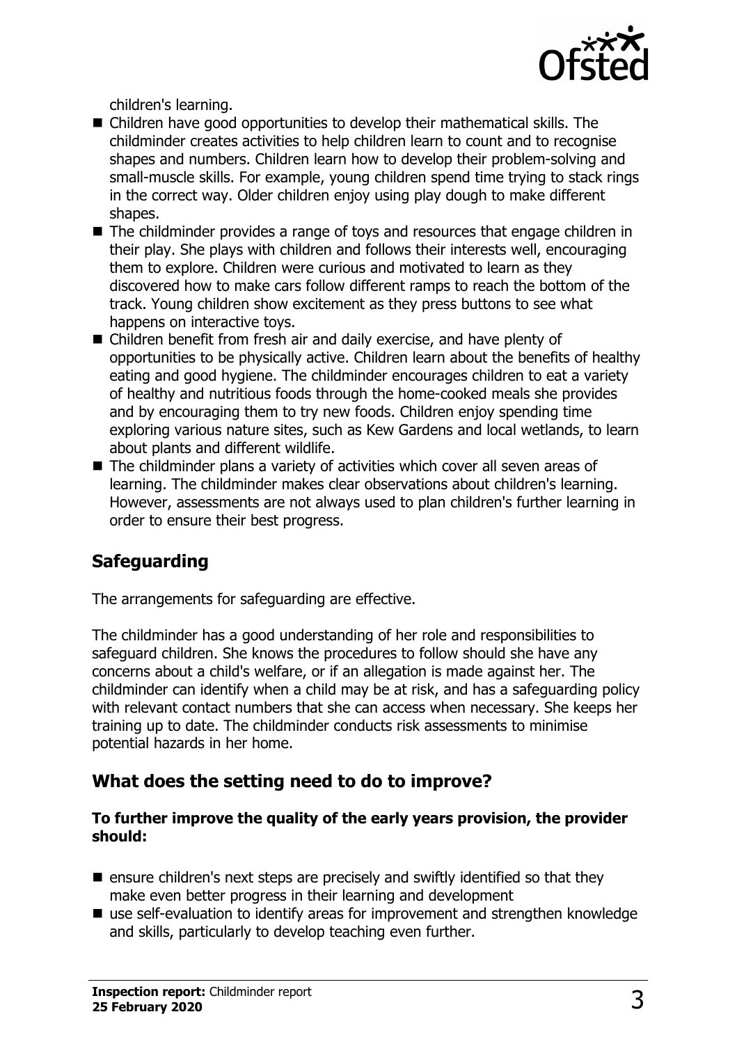children's learning.

- Children have good opportunities to develop their mathematical skills. The childminder creates activities to help children learn to count and to recognise shapes and numbers. Children learn how to develop their problem-solving and small-muscle skills. For example, young children spend time trying to stack rings in the correct way. Older children enjoy using play dough to make different shapes.
- The childminder provides a range of toys and resources that engage children in their play. She plays with children and follows their interests well, encouraging them to explore. Children were curious and motivated to learn as they discovered how to make cars follow different ramps to reach the bottom of the track. Young children show excitement as they press buttons to see what happens on interactive toys.
- Children benefit from fresh air and daily exercise, and have plenty of opportunities to be physically active. Children learn about the benefits of healthy eating and good hygiene. The childminder encourages children to eat a variety of healthy and nutritious foods through the home-cooked meals she provides and by encouraging them to try new foods. Children enjoy spending time exploring various nature sites, such as Kew Gardens and local wetlands, to learn about plants and different wildlife.
- The childminder plans a variety of activities which cover all seven areas of learning. The childminder makes clear observations about children's learning. However, assessments are not always used to plan children's further learning in order to ensure their best progress.

## Safeguarding

The arrangements for safeguarding are effective.

The childminder has a good understanding of her role and responsibilities to safeguard children. She knows the procedures to follow should she have any concerns about a child's welfare, or if an allegation is made against her. The childminder can identify when a child may be at risk, and has a safeguarding policy with relevant contact numbers that she can access when necessary. She keeps her training up to date. The childminder conducts risk assessments to minimise potential hazards in her home.

## What does the setting need to do to improve?

**To further improve the quality of the early years provision, the provider should:**

- ensure children's next steps are precisely and swiftly identified so that they make even better progress in their learning and development
- use self-evaluation to identify areas for improvement and strengthen knowledge and skills, particularly to develop teaching even further.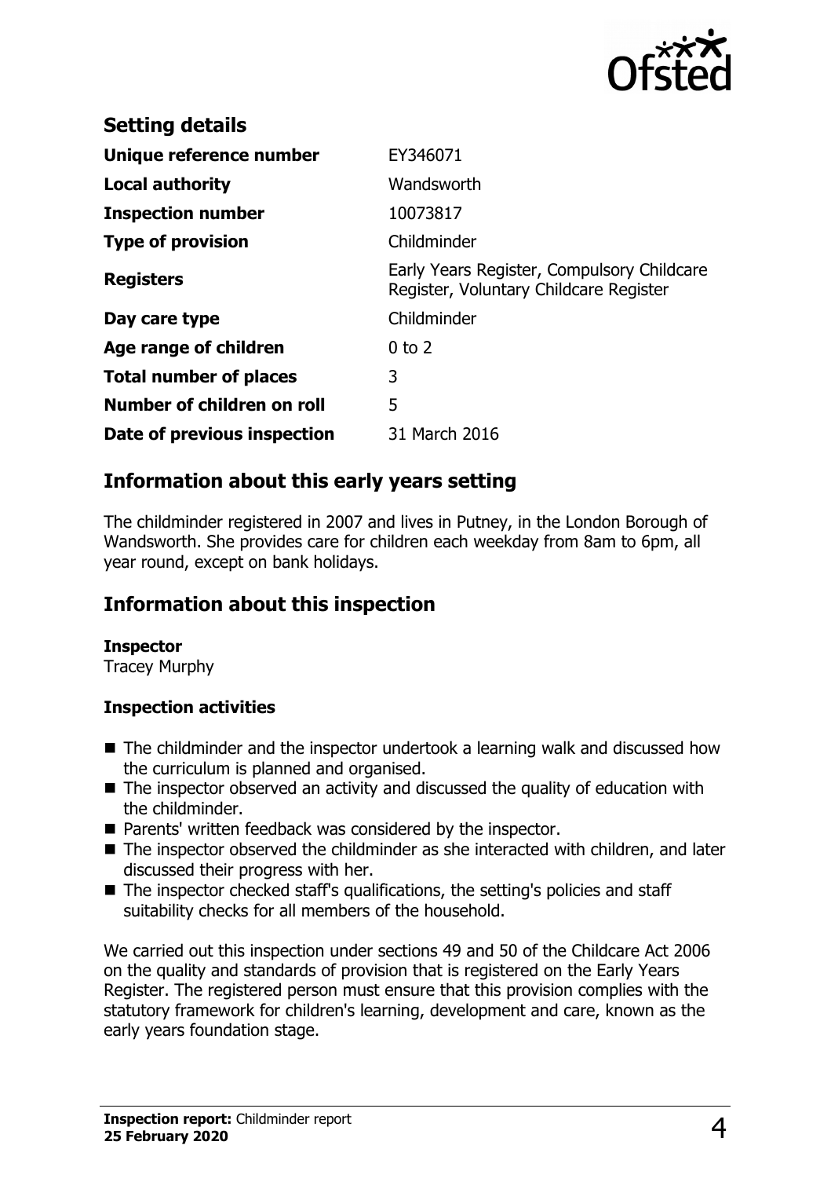## Setting details

| | |
|---|---|
| **Unique reference number** | EY346071 |
| **Local authority** | Wandsworth |
| **Inspection number** | 10073817 |
| **Type of provision** | Childminder |
| **Registers** | Early Years Register, Compulsory Childcare Register, Voluntary Childcare Register |
| **Day care type** | Childminder |
| **Age range of children** | 0 to 2 |
| **Total number of places** | 3 |
| **Number of children on roll** | 5 |
| **Date of previous inspection** | 31 March 2016 |

## Information about this early years setting

The childminder registered in 2007 and lives in Putney, in the London Borough of Wandsworth. She provides care for children each weekday from 8am to 6pm, all year round, except on bank holidays.

## Information about this inspection

**Inspector**
Tracey Murphy

**Inspection activities**

- The childminder and the inspector undertook a learning walk and discussed how the curriculum is planned and organised.
- The inspector observed an activity and discussed the quality of education with the childminder.
- Parents' written feedback was considered by the inspector.
- The inspector observed the childminder as she interacted with children, and later discussed their progress with her.
- The inspector checked staff's qualifications, the setting's policies and staff suitability checks for all members of the household.

We carried out this inspection under sections 49 and 50 of the Childcare Act 2006 on the quality and standards of provision that is registered on the Early Years Register. The registered person must ensure that this provision complies with the statutory framework for children's learning, development and care, known as the early years foundation stage.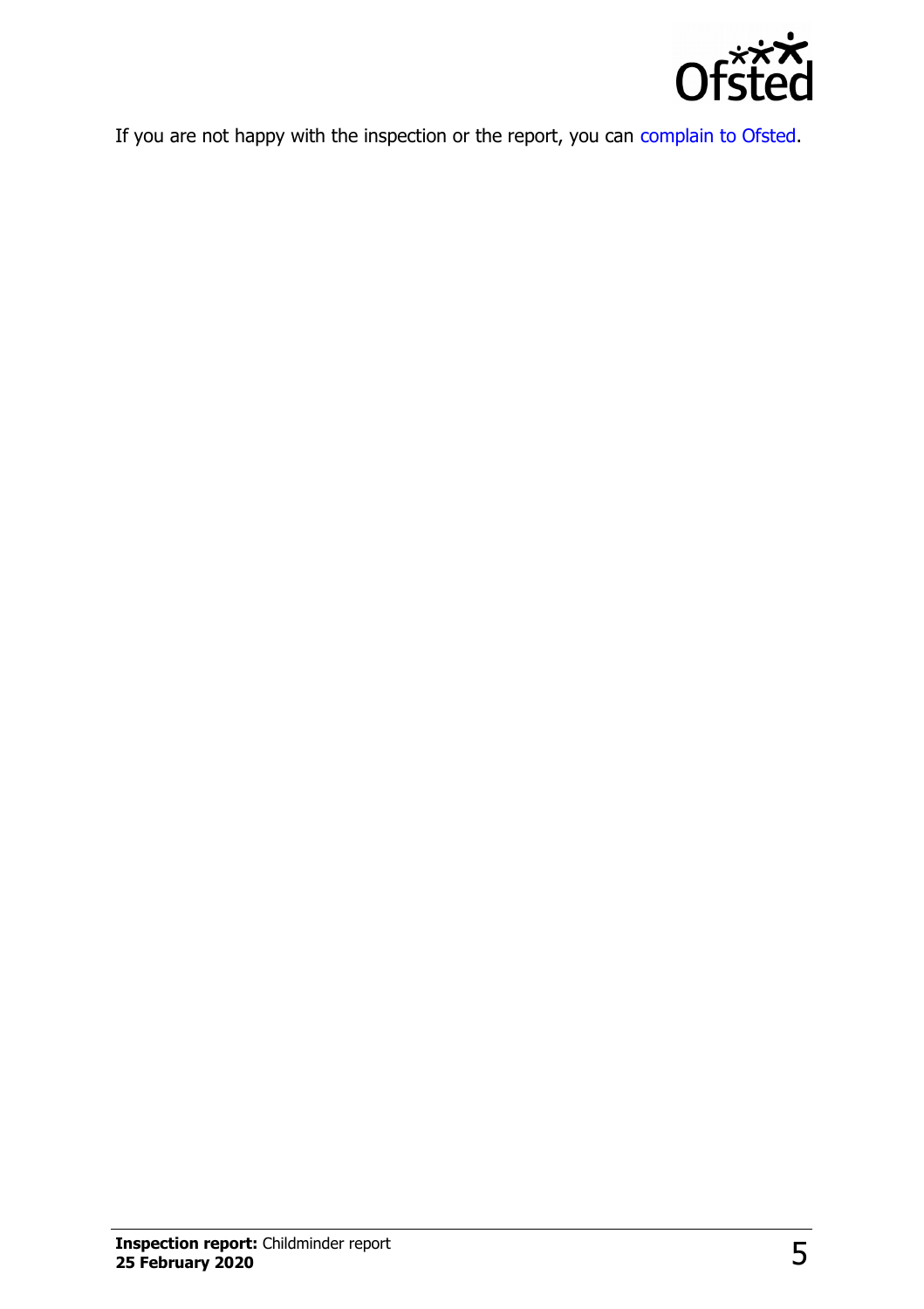If you are not happy with the inspection or the report, you can complain to Ofsted.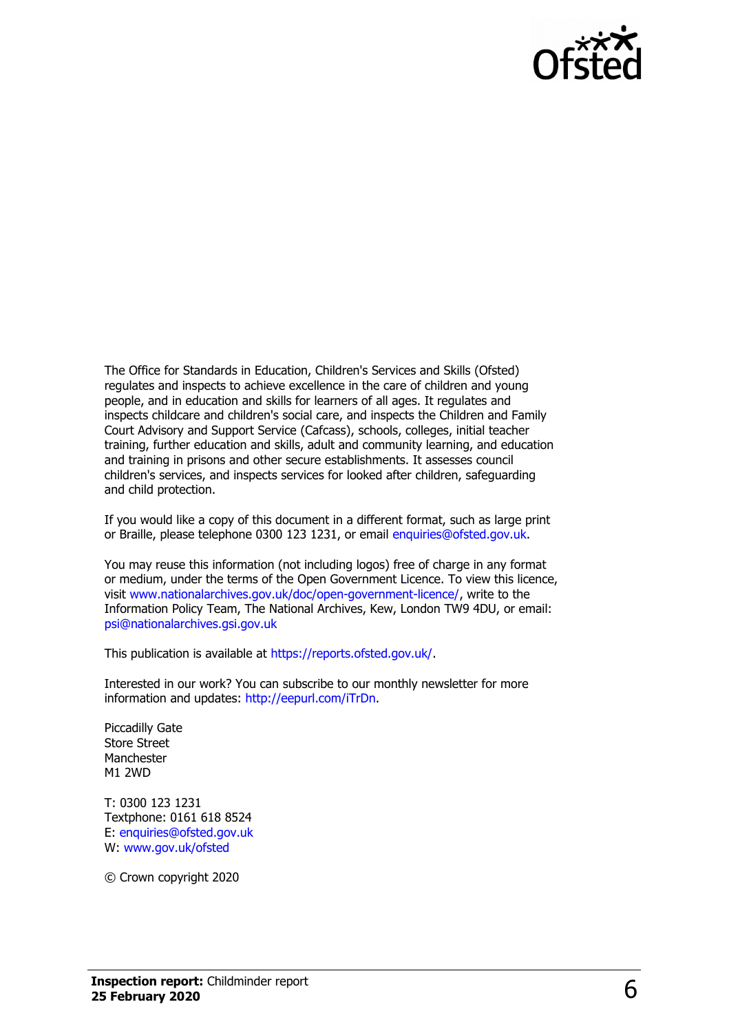The Office for Standards in Education, Children's Services and Skills (Ofsted) regulates and inspects to achieve excellence in the care of children and young people, and in education and skills for learners of all ages. It regulates and inspects childcare and children's social care, and inspects the Children and Family Court Advisory and Support Service (Cafcass), schools, colleges, initial teacher training, further education and skills, adult and community learning, and education and training in prisons and other secure establishments. It assesses council children's services, and inspects services for looked after children, safeguarding and child protection.

If you would like a copy of this document in a different format, such as large print or Braille, please telephone 0300 123 1231, or email enquiries@ofsted.gov.uk.

You may reuse this information (not including logos) free of charge in any format or medium, under the terms of the Open Government Licence. To view this licence, visit www.nationalarchives.gov.uk/doc/open-government-licence/, write to the Information Policy Team, The National Archives, Kew, London TW9 4DU, or email: psi@nationalarchives.gsi.gov.uk

This publication is available at https://reports.ofsted.gov.uk/.

Interested in our work? You can subscribe to our monthly newsletter for more information and updates: http://eepurl.com/iTrDn.

Piccadilly Gate
Store Street
Manchester
M1 2WD

T: 0300 123 1231
Textphone: 0161 618 8524
E: enquiries@ofsted.gov.uk
W: www.gov.uk/ofsted

© Crown copyright 2020